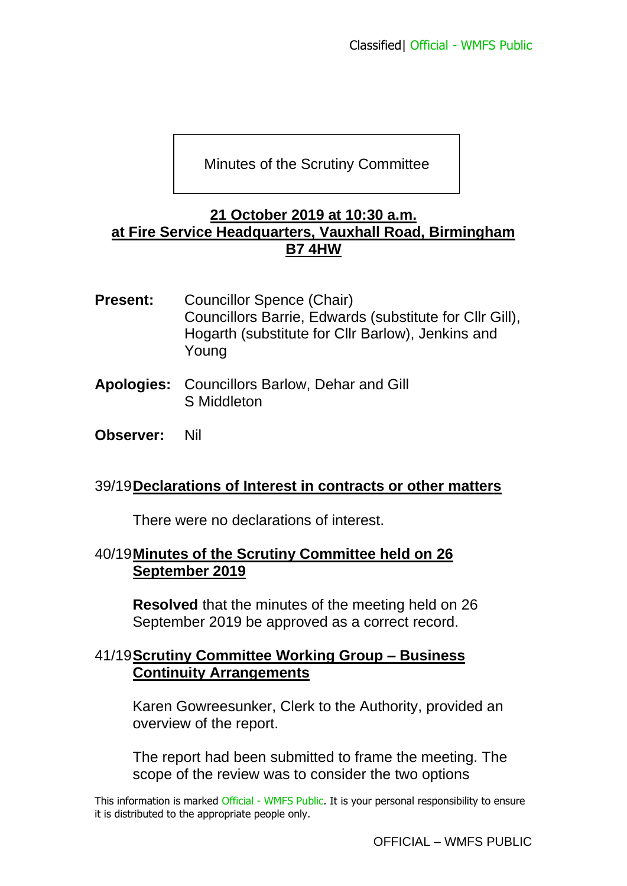# Minutes of the Scrutiny Committee

## 21 October 2019 at 10:30 a.m. at Fire Service Headquarters, Vauxhall Road, Birmingham B7 4HW

**Present:** Councillor Spence (Chair)
Councillors Barrie, Edwards (substitute for Cllr Gill), Hogarth (substitute for Cllr Barlow), Jenkins and Young

**Apologies:** Councillors Barlow, Dehar and Gill
S Middleton

**Observer:** Nil

### 39/19 Declarations of Interest in contracts or other matters

There were no declarations of interest.

### 40/19 Minutes of the Scrutiny Committee held on 26 September 2019

**Resolved** that the minutes of the meeting held on 26 September 2019 be approved as a correct record.

### 41/19 Scrutiny Committee Working Group – Business Continuity Arrangements

Karen Gowreesunker, Clerk to the Authority, provided an overview of the report.

The report had been submitted to frame the meeting. The scope of the review was to consider the two options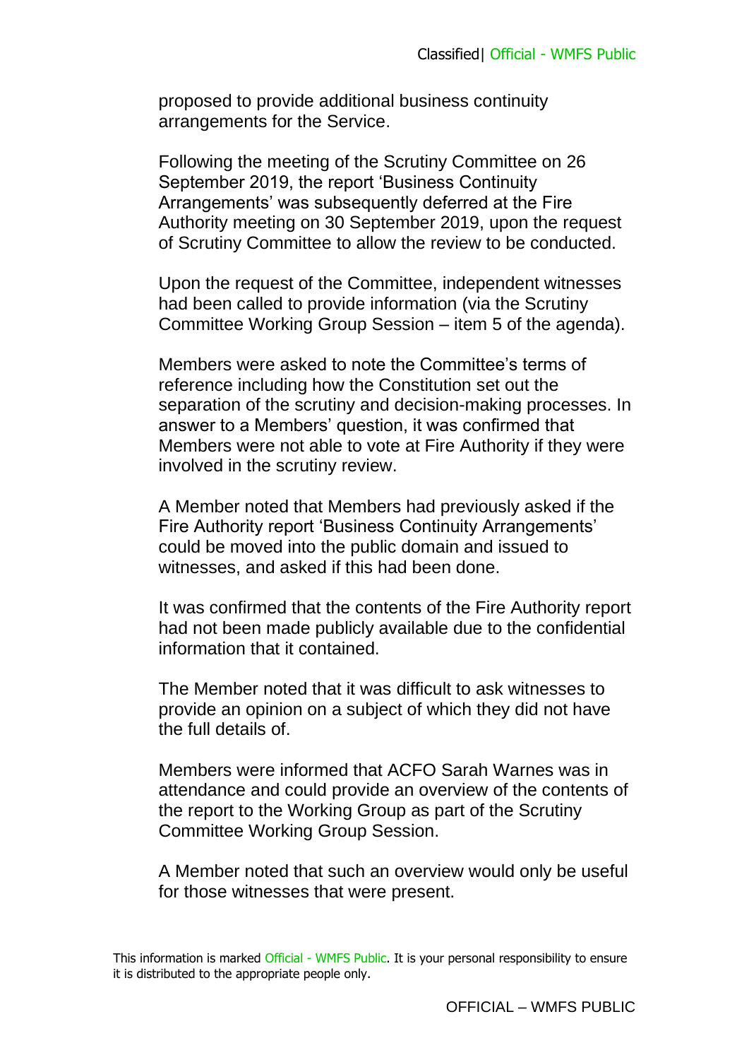proposed to provide additional business continuity arrangements for the Service.

Following the meeting of the Scrutiny Committee on 26 September 2019, the report 'Business Continuity Arrangements' was subsequently deferred at the Fire Authority meeting on 30 September 2019, upon the request of Scrutiny Committee to allow the review to be conducted.

Upon the request of the Committee, independent witnesses had been called to provide information (via the Scrutiny Committee Working Group Session – item 5 of the agenda).

Members were asked to note the Committee's terms of reference including how the Constitution set out the separation of the scrutiny and decision-making processes. In answer to a Members' question, it was confirmed that Members were not able to vote at Fire Authority if they were involved in the scrutiny review.

A Member noted that Members had previously asked if the Fire Authority report 'Business Continuity Arrangements' could be moved into the public domain and issued to witnesses, and asked if this had been done.

It was confirmed that the contents of the Fire Authority report had not been made publicly available due to the confidential information that it contained.

The Member noted that it was difficult to ask witnesses to provide an opinion on a subject of which they did not have the full details of.

Members were informed that ACFO Sarah Warnes was in attendance and could provide an overview of the contents of the report to the Working Group as part of the Scrutiny Committee Working Group Session.

A Member noted that such an overview would only be useful for those witnesses that were present.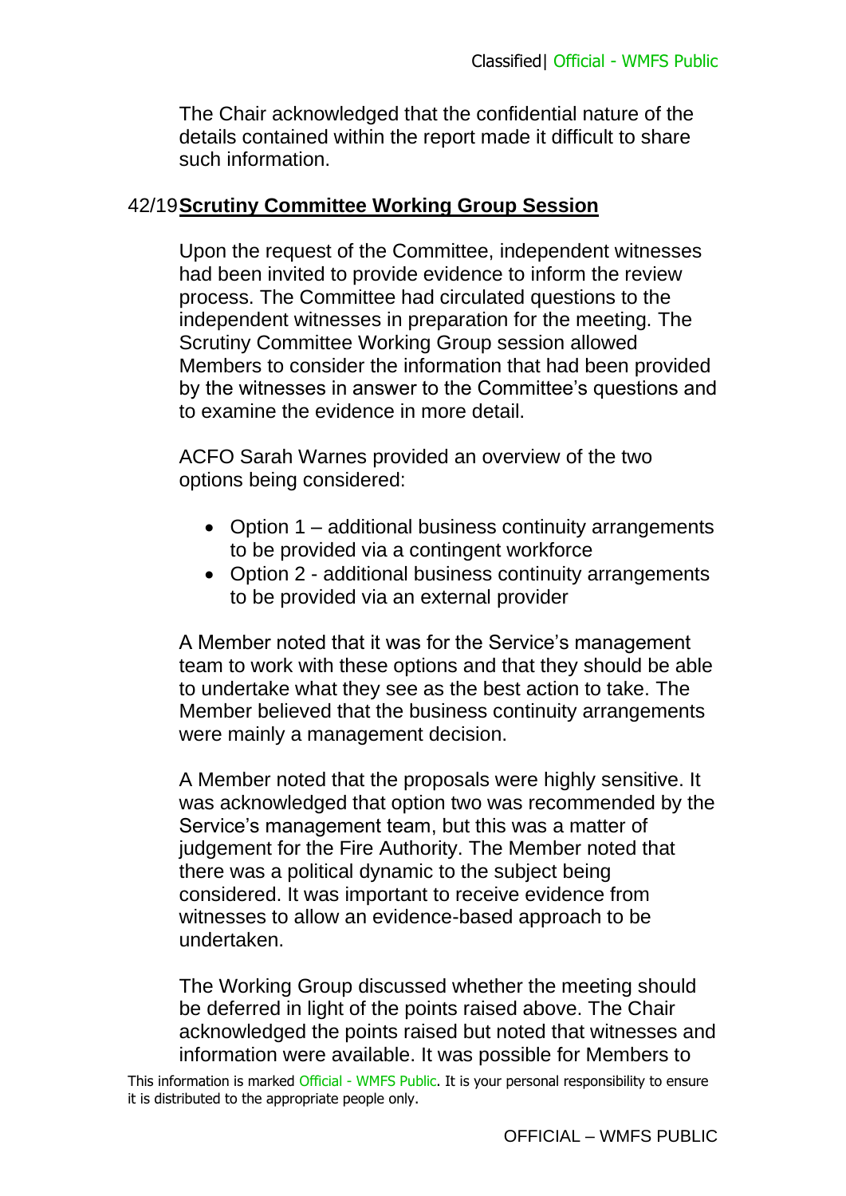The Chair acknowledged that the confidential nature of the details contained within the report made it difficult to share such information.

## 42/19 **Scrutiny Committee Working Group Session**

Upon the request of the Committee, independent witnesses had been invited to provide evidence to inform the review process. The Committee had circulated questions to the independent witnesses in preparation for the meeting. The Scrutiny Committee Working Group session allowed Members to consider the information that had been provided by the witnesses in answer to the Committee's questions and to examine the evidence in more detail.

ACFO Sarah Warnes provided an overview of the two options being considered:

- Option 1 – additional business continuity arrangements to be provided via a contingent workforce
- Option 2 - additional business continuity arrangements to be provided via an external provider

A Member noted that it was for the Service's management team to work with these options and that they should be able to undertake what they see as the best action to take. The Member believed that the business continuity arrangements were mainly a management decision.

A Member noted that the proposals were highly sensitive. It was acknowledged that option two was recommended by the Service's management team, but this was a matter of judgement for the Fire Authority. The Member noted that there was a political dynamic to the subject being considered. It was important to receive evidence from witnesses to allow an evidence-based approach to be undertaken.

The Working Group discussed whether the meeting should be deferred in light of the points raised above. The Chair acknowledged the points raised but noted that witnesses and information were available. It was possible for Members to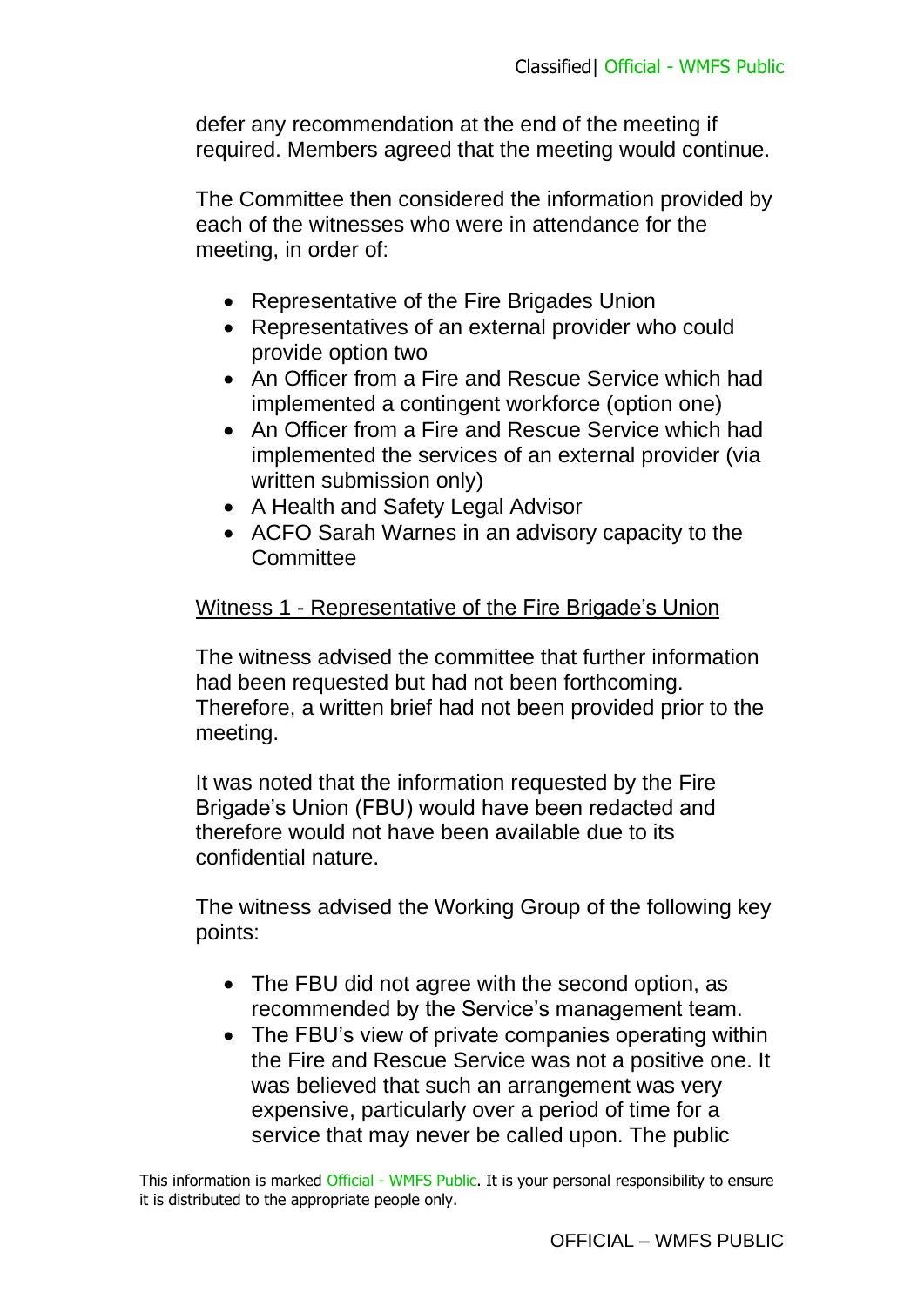defer any recommendation at the end of the meeting if required. Members agreed that the meeting would continue.

The Committee then considered the information provided by each of the witnesses who were in attendance for the meeting, in order of:

- Representative of the Fire Brigades Union
- Representatives of an external provider who could provide option two
- An Officer from a Fire and Rescue Service which had implemented a contingent workforce (option one)
- An Officer from a Fire and Rescue Service which had implemented the services of an external provider (via written submission only)
- A Health and Safety Legal Advisor
- ACFO Sarah Warnes in an advisory capacity to the Committee

<u>Witness 1 - Representative of the Fire Brigade's Union</u>

The witness advised the committee that further information had been requested but had not been forthcoming. Therefore, a written brief had not been provided prior to the meeting.

It was noted that the information requested by the Fire Brigade's Union (FBU) would have been redacted and therefore would not have been available due to its confidential nature.

The witness advised the Working Group of the following key points:

- The FBU did not agree with the second option, as recommended by the Service's management team.
- The FBU's view of private companies operating within the Fire and Rescue Service was not a positive one. It was believed that such an arrangement was very expensive, particularly over a period of time for a service that may never be called upon. The public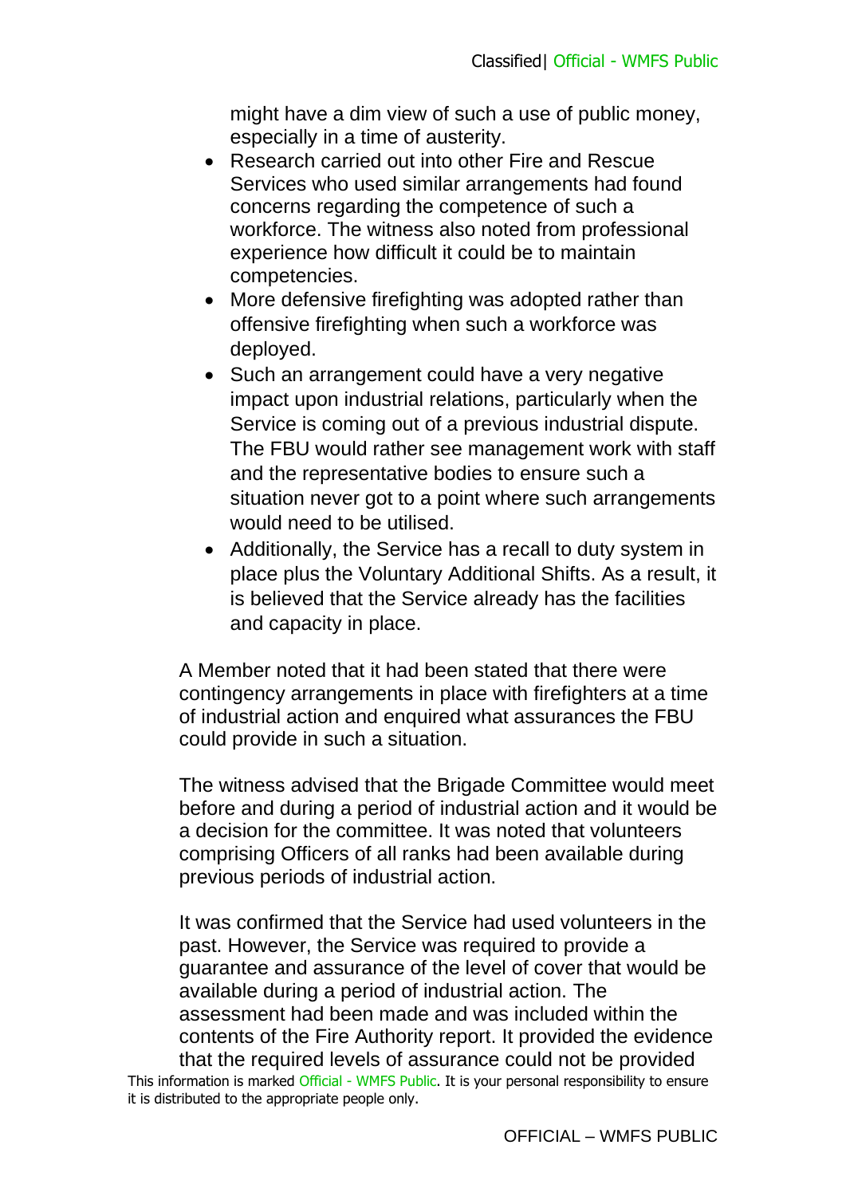might have a dim view of such a use of public money, especially in a time of austerity.

- Research carried out into other Fire and Rescue Services who used similar arrangements had found concerns regarding the competence of such a workforce. The witness also noted from professional experience how difficult it could be to maintain competencies.
- More defensive firefighting was adopted rather than offensive firefighting when such a workforce was deployed.
- Such an arrangement could have a very negative impact upon industrial relations, particularly when the Service is coming out of a previous industrial dispute. The FBU would rather see management work with staff and the representative bodies to ensure such a situation never got to a point where such arrangements would need to be utilised.
- Additionally, the Service has a recall to duty system in place plus the Voluntary Additional Shifts. As a result, it is believed that the Service already has the facilities and capacity in place.

A Member noted that it had been stated that there were contingency arrangements in place with firefighters at a time of industrial action and enquired what assurances the FBU could provide in such a situation.

The witness advised that the Brigade Committee would meet before and during a period of industrial action and it would be a decision for the committee. It was noted that volunteers comprising Officers of all ranks had been available during previous periods of industrial action.

It was confirmed that the Service had used volunteers in the past. However, the Service was required to provide a guarantee and assurance of the level of cover that would be available during a period of industrial action. The assessment had been made and was included within the contents of the Fire Authority report. It provided the evidence that the required levels of assurance could not be provided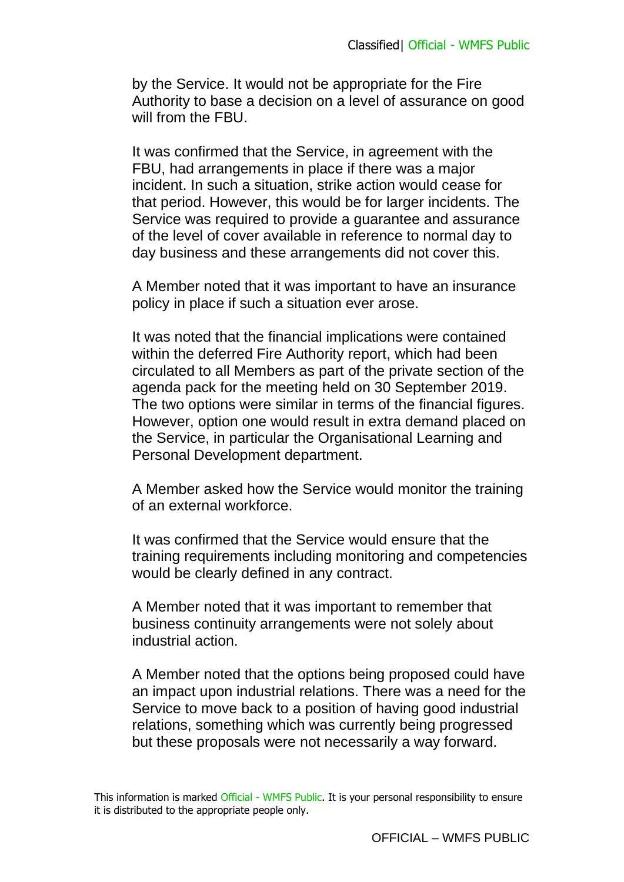by the Service. It would not be appropriate for the Fire Authority to base a decision on a level of assurance on good will from the FBU.

It was confirmed that the Service, in agreement with the FBU, had arrangements in place if there was a major incident. In such a situation, strike action would cease for that period. However, this would be for larger incidents. The Service was required to provide a guarantee and assurance of the level of cover available in reference to normal day to day business and these arrangements did not cover this.

A Member noted that it was important to have an insurance policy in place if such a situation ever arose.

It was noted that the financial implications were contained within the deferred Fire Authority report, which had been circulated to all Members as part of the private section of the agenda pack for the meeting held on 30 September 2019. The two options were similar in terms of the financial figures. However, option one would result in extra demand placed on the Service, in particular the Organisational Learning and Personal Development department.

A Member asked how the Service would monitor the training of an external workforce.

It was confirmed that the Service would ensure that the training requirements including monitoring and competencies would be clearly defined in any contract.

A Member noted that it was important to remember that business continuity arrangements were not solely about industrial action.

A Member noted that the options being proposed could have an impact upon industrial relations. There was a need for the Service to move back to a position of having good industrial relations, something which was currently being progressed but these proposals were not necessarily a way forward.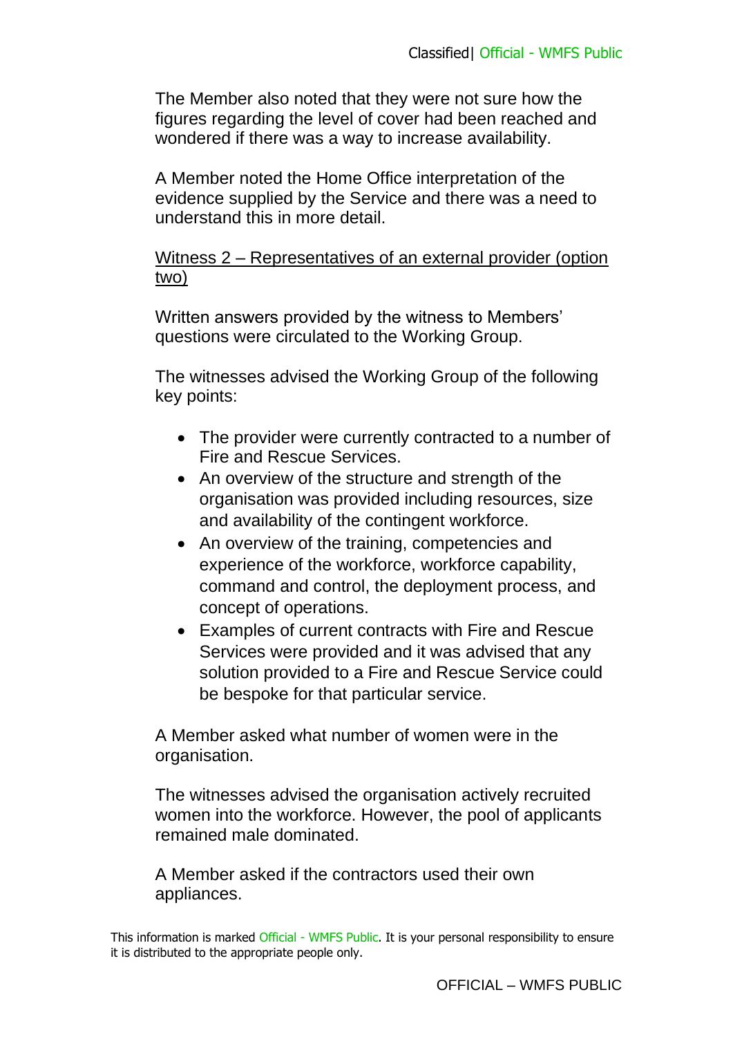The Member also noted that they were not sure how the figures regarding the level of cover had been reached and wondered if there was a way to increase availability.

A Member noted the Home Office interpretation of the evidence supplied by the Service and there was a need to understand this in more detail.

<u>Witness 2 – Representatives of an external provider (option two)</u>

Written answers provided by the witness to Members' questions were circulated to the Working Group.

The witnesses advised the Working Group of the following key points:

- The provider were currently contracted to a number of Fire and Rescue Services.
- An overview of the structure and strength of the organisation was provided including resources, size and availability of the contingent workforce.
- An overview of the training, competencies and experience of the workforce, workforce capability, command and control, the deployment process, and concept of operations.
- Examples of current contracts with Fire and Rescue Services were provided and it was advised that any solution provided to a Fire and Rescue Service could be bespoke for that particular service.

A Member asked what number of women were in the organisation.

The witnesses advised the organisation actively recruited women into the workforce. However, the pool of applicants remained male dominated.

A Member asked if the contractors used their own appliances.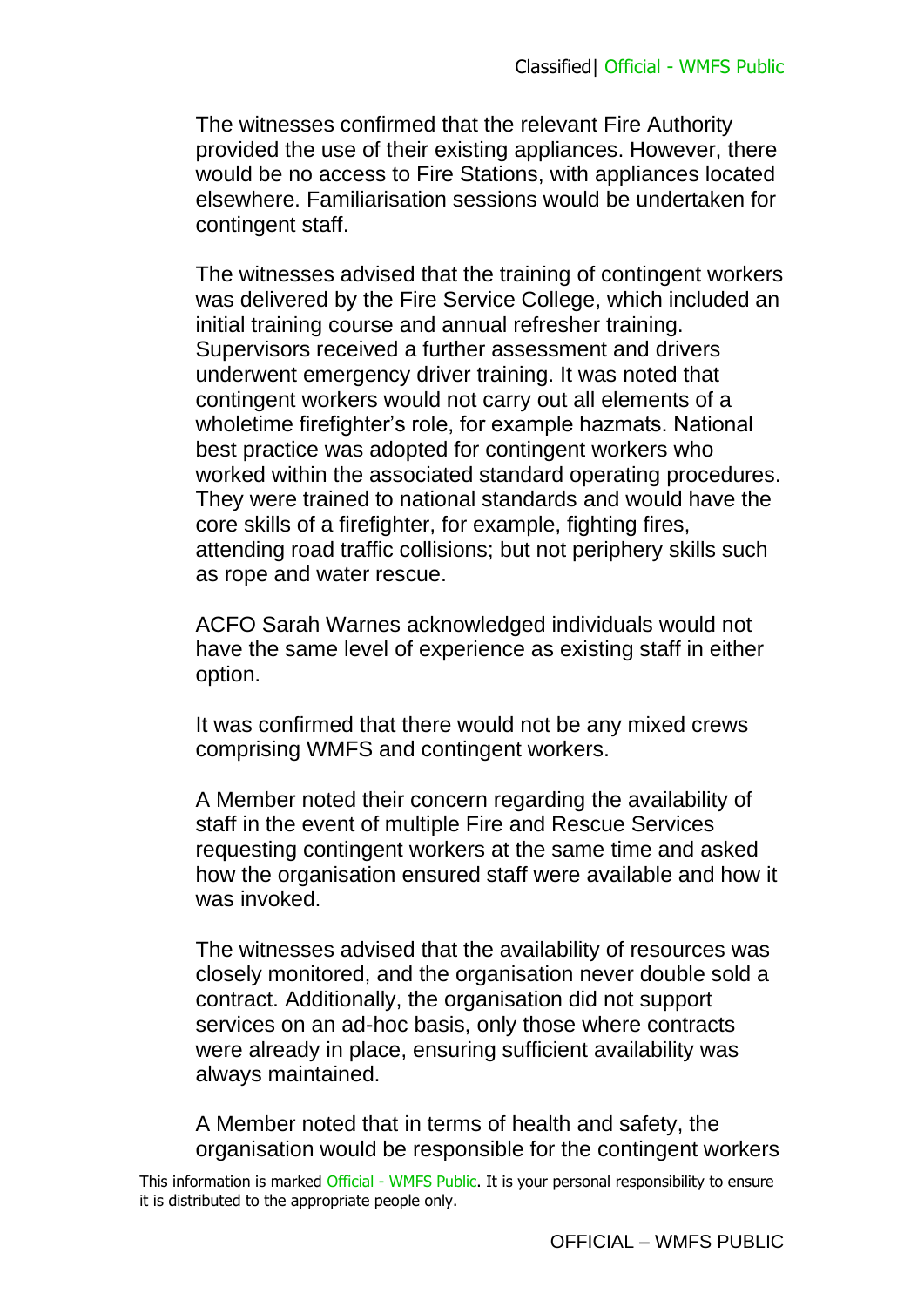The witnesses confirmed that the relevant Fire Authority provided the use of their existing appliances. However, there would be no access to Fire Stations, with appliances located elsewhere. Familiarisation sessions would be undertaken for contingent staff.

The witnesses advised that the training of contingent workers was delivered by the Fire Service College, which included an initial training course and annual refresher training. Supervisors received a further assessment and drivers underwent emergency driver training. It was noted that contingent workers would not carry out all elements of a wholetime firefighter's role, for example hazmats. National best practice was adopted for contingent workers who worked within the associated standard operating procedures. They were trained to national standards and would have the core skills of a firefighter, for example, fighting fires, attending road traffic collisions; but not periphery skills such as rope and water rescue.

ACFO Sarah Warnes acknowledged individuals would not have the same level of experience as existing staff in either option.

It was confirmed that there would not be any mixed crews comprising WMFS and contingent workers.

A Member noted their concern regarding the availability of staff in the event of multiple Fire and Rescue Services requesting contingent workers at the same time and asked how the organisation ensured staff were available and how it was invoked.

The witnesses advised that the availability of resources was closely monitored, and the organisation never double sold a contract. Additionally, the organisation did not support services on an ad-hoc basis, only those where contracts were already in place, ensuring sufficient availability was always maintained.

A Member noted that in terms of health and safety, the organisation would be responsible for the contingent workers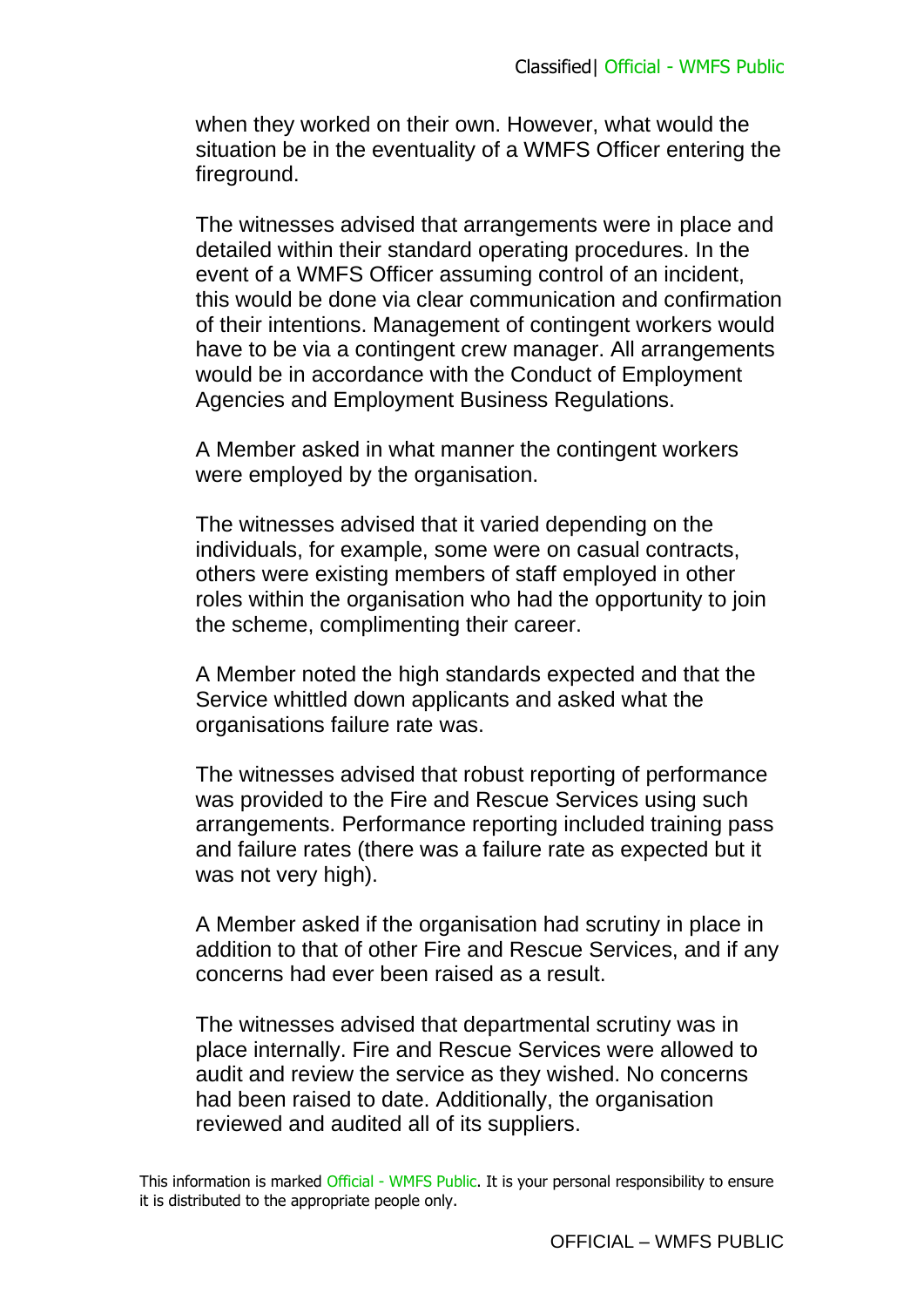when they worked on their own. However, what would the situation be in the eventuality of a WMFS Officer entering the fireground.

The witnesses advised that arrangements were in place and detailed within their standard operating procedures. In the event of a WMFS Officer assuming control of an incident, this would be done via clear communication and confirmation of their intentions. Management of contingent workers would have to be via a contingent crew manager. All arrangements would be in accordance with the Conduct of Employment Agencies and Employment Business Regulations.

A Member asked in what manner the contingent workers were employed by the organisation.

The witnesses advised that it varied depending on the individuals, for example, some were on casual contracts, others were existing members of staff employed in other roles within the organisation who had the opportunity to join the scheme, complimenting their career.

A Member noted the high standards expected and that the Service whittled down applicants and asked what the organisations failure rate was.

The witnesses advised that robust reporting of performance was provided to the Fire and Rescue Services using such arrangements. Performance reporting included training pass and failure rates (there was a failure rate as expected but it was not very high).

A Member asked if the organisation had scrutiny in place in addition to that of other Fire and Rescue Services, and if any concerns had ever been raised as a result.

The witnesses advised that departmental scrutiny was in place internally. Fire and Rescue Services were allowed to audit and review the service as they wished. No concerns had been raised to date. Additionally, the organisation reviewed and audited all of its suppliers.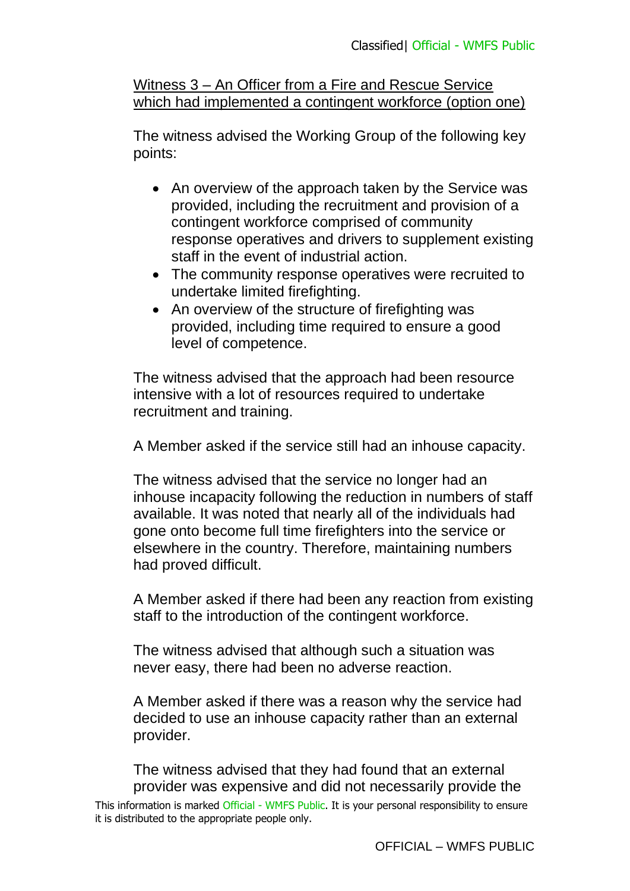<u>Witness 3 – An Officer from a Fire and Rescue Service which had implemented a contingent workforce (option one)</u>

The witness advised the Working Group of the following key points:

- An overview of the approach taken by the Service was provided, including the recruitment and provision of a contingent workforce comprised of community response operatives and drivers to supplement existing staff in the event of industrial action.
- The community response operatives were recruited to undertake limited firefighting.
- An overview of the structure of firefighting was provided, including time required to ensure a good level of competence.

The witness advised that the approach had been resource intensive with a lot of resources required to undertake recruitment and training.

A Member asked if the service still had an inhouse capacity.

The witness advised that the service no longer had an inhouse incapacity following the reduction in numbers of staff available. It was noted that nearly all of the individuals had gone onto become full time firefighters into the service or elsewhere in the country. Therefore, maintaining numbers had proved difficult.

A Member asked if there had been any reaction from existing staff to the introduction of the contingent workforce.

The witness advised that although such a situation was never easy, there had been no adverse reaction.

A Member asked if there was a reason why the service had decided to use an inhouse capacity rather than an external provider.

The witness advised that they had found that an external provider was expensive and did not necessarily provide the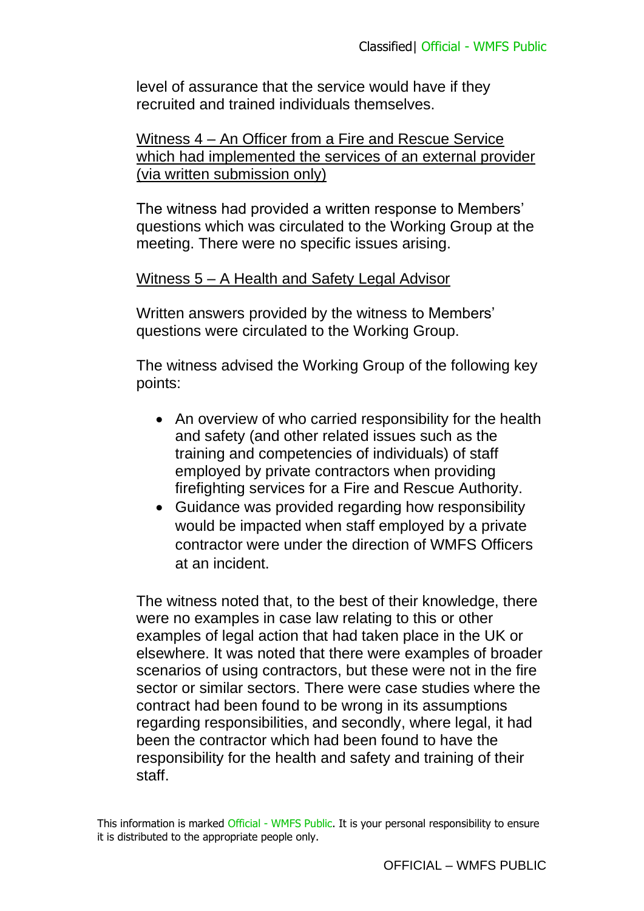level of assurance that the service would have if they recruited and trained individuals themselves.

<u>Witness 4 – An Officer from a Fire and Rescue Service which had implemented the services of an external provider (via written submission only)</u>

The witness had provided a written response to Members' questions which was circulated to the Working Group at the meeting. There were no specific issues arising.

<u>Witness 5 – A Health and Safety Legal Advisor</u>

Written answers provided by the witness to Members' questions were circulated to the Working Group.

The witness advised the Working Group of the following key points:

- An overview of who carried responsibility for the health and safety (and other related issues such as the training and competencies of individuals) of staff employed by private contractors when providing firefighting services for a Fire and Rescue Authority.
- Guidance was provided regarding how responsibility would be impacted when staff employed by a private contractor were under the direction of WMFS Officers at an incident.

The witness noted that, to the best of their knowledge, there were no examples in case law relating to this or other examples of legal action that had taken place in the UK or elsewhere. It was noted that there were examples of broader scenarios of using contractors, but these were not in the fire sector or similar sectors. There were case studies where the contract had been found to be wrong in its assumptions regarding responsibilities, and secondly, where legal, it had been the contractor which had been found to have the responsibility for the health and safety and training of their staff.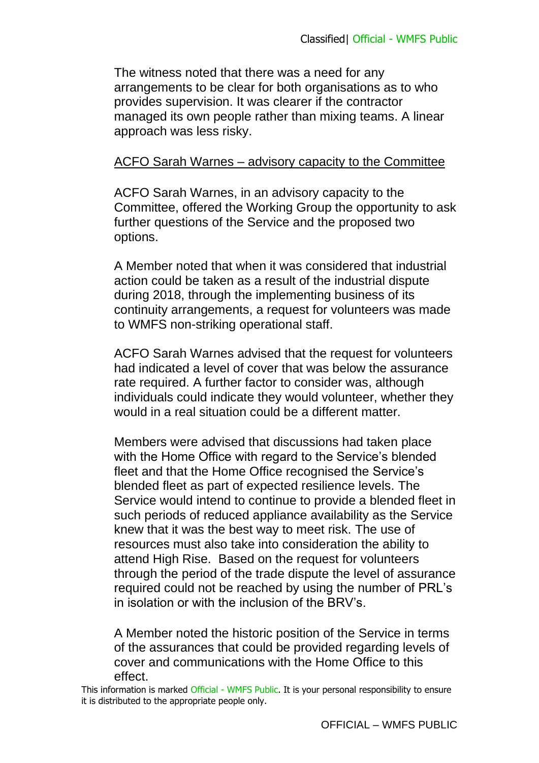The witness noted that there was a need for any arrangements to be clear for both organisations as to who provides supervision. It was clearer if the contractor managed its own people rather than mixing teams. A linear approach was less risky.

<u>ACFO Sarah Warnes – advisory capacity to the Committee</u>

ACFO Sarah Warnes, in an advisory capacity to the Committee, offered the Working Group the opportunity to ask further questions of the Service and the proposed two options.

A Member noted that when it was considered that industrial action could be taken as a result of the industrial dispute during 2018, through the implementing business of its continuity arrangements, a request for volunteers was made to WMFS non-striking operational staff.

ACFO Sarah Warnes advised that the request for volunteers had indicated a level of cover that was below the assurance rate required. A further factor to consider was, although individuals could indicate they would volunteer, whether they would in a real situation could be a different matter.

Members were advised that discussions had taken place with the Home Office with regard to the Service's blended fleet and that the Home Office recognised the Service's blended fleet as part of expected resilience levels. The Service would intend to continue to provide a blended fleet in such periods of reduced appliance availability as the Service knew that it was the best way to meet risk. The use of resources must also take into consideration the ability to attend High Rise. Based on the request for volunteers through the period of the trade dispute the level of assurance required could not be reached by using the number of PRL's in isolation or with the inclusion of the BRV's.

A Member noted the historic position of the Service in terms of the assurances that could be provided regarding levels of cover and communications with the Home Office to this effect.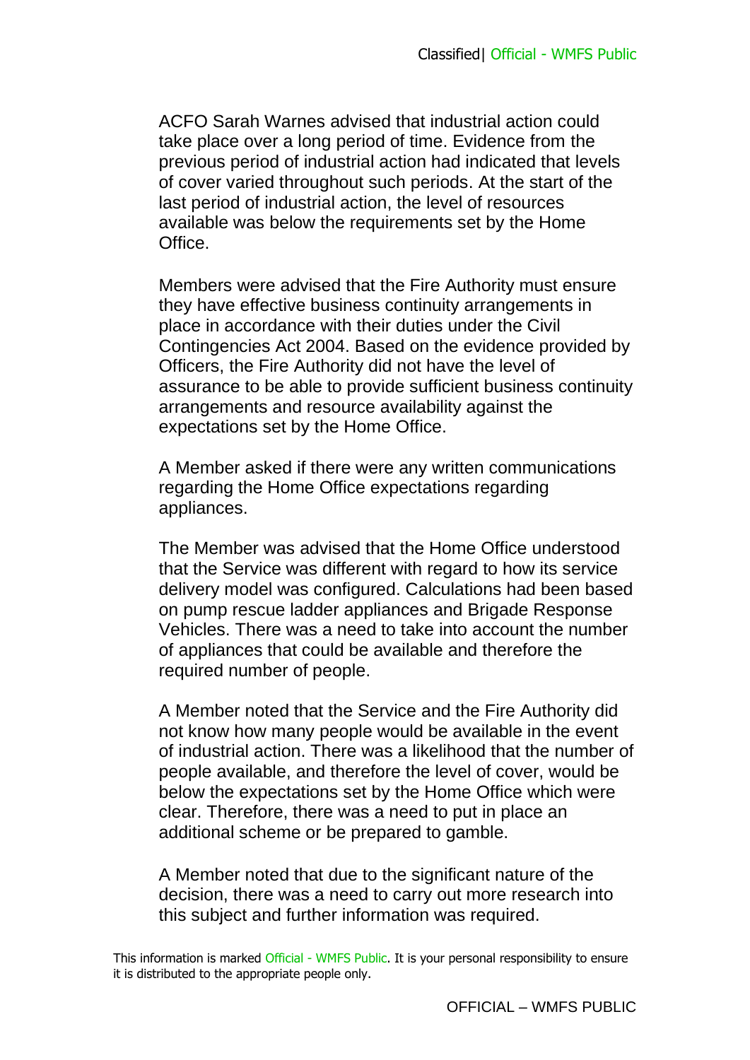ACFO Sarah Warnes advised that industrial action could take place over a long period of time. Evidence from the previous period of industrial action had indicated that levels of cover varied throughout such periods. At the start of the last period of industrial action, the level of resources available was below the requirements set by the Home Office.

Members were advised that the Fire Authority must ensure they have effective business continuity arrangements in place in accordance with their duties under the Civil Contingencies Act 2004. Based on the evidence provided by Officers, the Fire Authority did not have the level of assurance to be able to provide sufficient business continuity arrangements and resource availability against the expectations set by the Home Office.

A Member asked if there were any written communications regarding the Home Office expectations regarding appliances.

The Member was advised that the Home Office understood that the Service was different with regard to how its service delivery model was configured. Calculations had been based on pump rescue ladder appliances and Brigade Response Vehicles. There was a need to take into account the number of appliances that could be available and therefore the required number of people.

A Member noted that the Service and the Fire Authority did not know how many people would be available in the event of industrial action. There was a likelihood that the number of people available, and therefore the level of cover, would be below the expectations set by the Home Office which were clear. Therefore, there was a need to put in place an additional scheme or be prepared to gamble.

A Member noted that due to the significant nature of the decision, there was a need to carry out more research into this subject and further information was required.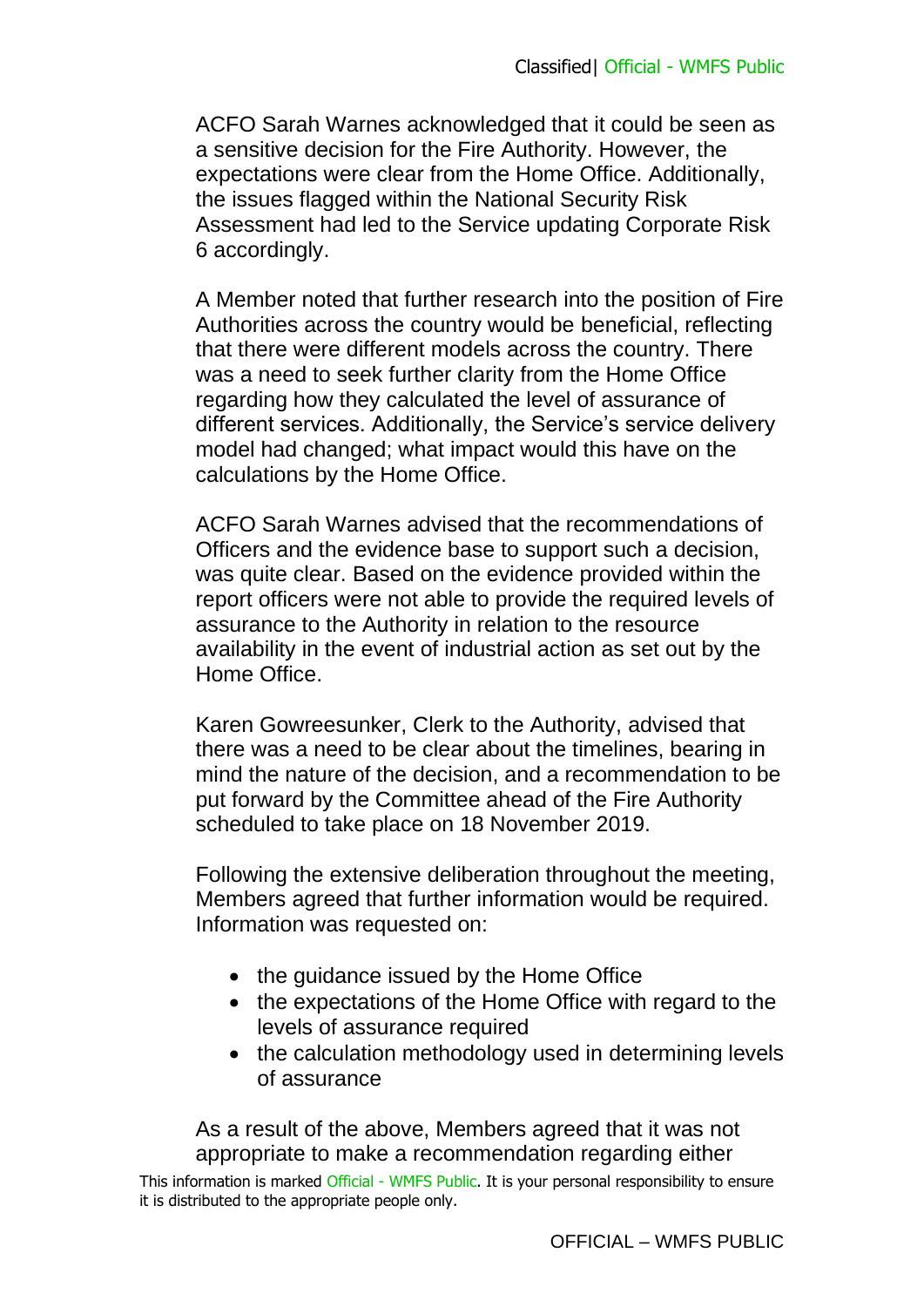ACFO Sarah Warnes acknowledged that it could be seen as a sensitive decision for the Fire Authority. However, the expectations were clear from the Home Office. Additionally, the issues flagged within the National Security Risk Assessment had led to the Service updating Corporate Risk 6 accordingly.

A Member noted that further research into the position of Fire Authorities across the country would be beneficial, reflecting that there were different models across the country. There was a need to seek further clarity from the Home Office regarding how they calculated the level of assurance of different services. Additionally, the Service's service delivery model had changed; what impact would this have on the calculations by the Home Office.

ACFO Sarah Warnes advised that the recommendations of Officers and the evidence base to support such a decision, was quite clear. Based on the evidence provided within the report officers were not able to provide the required levels of assurance to the Authority in relation to the resource availability in the event of industrial action as set out by the Home Office.

Karen Gowreesunker, Clerk to the Authority, advised that there was a need to be clear about the timelines, bearing in mind the nature of the decision, and a recommendation to be put forward by the Committee ahead of the Fire Authority scheduled to take place on 18 November 2019.

Following the extensive deliberation throughout the meeting, Members agreed that further information would be required. Information was requested on:

- the guidance issued by the Home Office
- the expectations of the Home Office with regard to the levels of assurance required
- the calculation methodology used in determining levels of assurance

As a result of the above, Members agreed that it was not appropriate to make a recommendation regarding either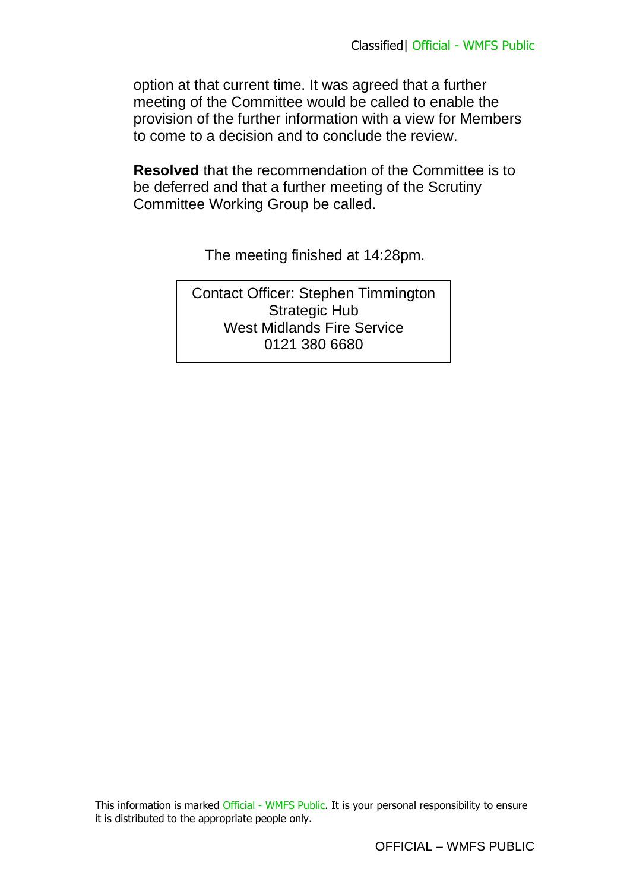option at that current time. It was agreed that a further meeting of the Committee would be called to enable the provision of the further information with a view for Members to come to a decision and to conclude the review.

**Resolved** that the recommendation of the Committee is to be deferred and that a further meeting of the Scrutiny Committee Working Group be called.

The meeting finished at 14:28pm.

Contact Officer: Stephen Timmington
Strategic Hub
West Midlands Fire Service
0121 380 6680